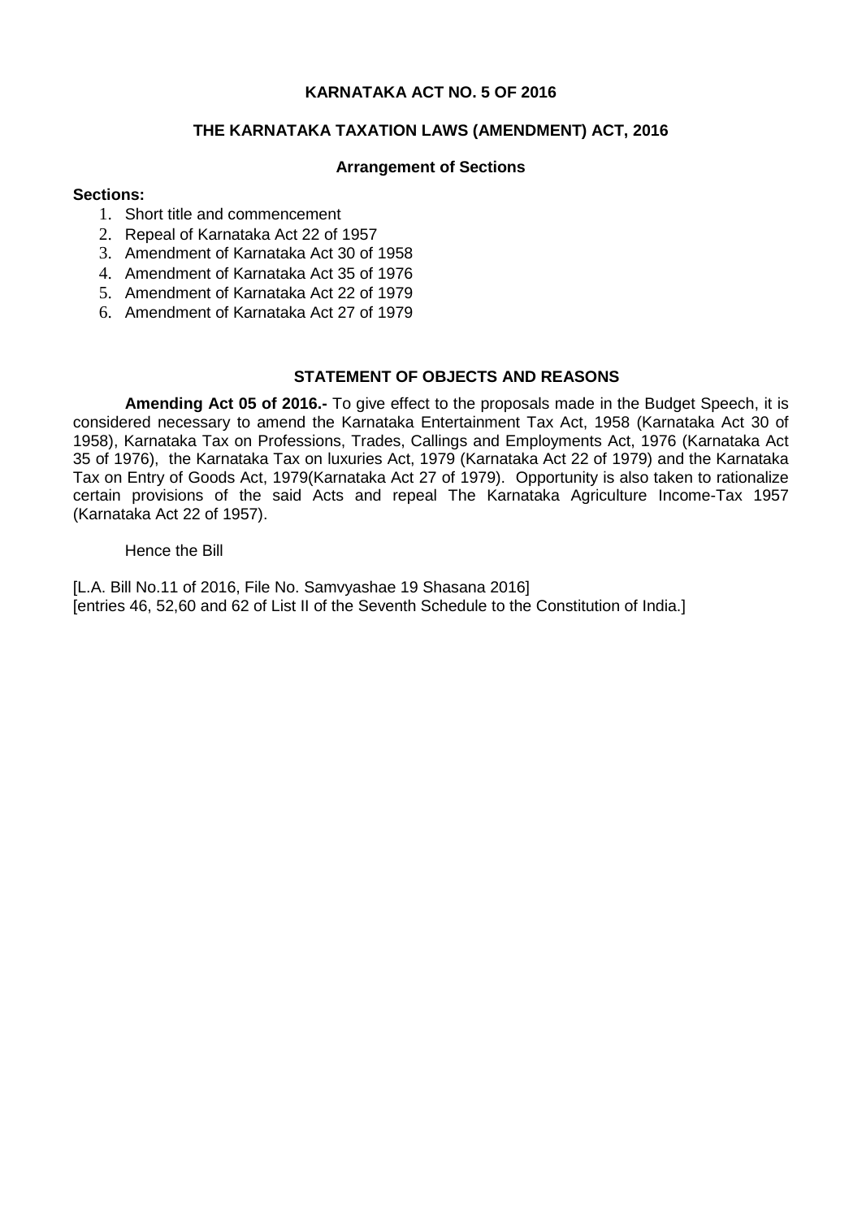**KARNATAKA ACT NO. 5 OF 2016**

**THE KARNATAKA TAXATION LAWS (AMENDMENT) ACT, 2016**

**Arrangement of Sections**

**Sections:**

1. Short title and commencement
2. Repeal of Karnataka Act 22 of 1957
3. Amendment of Karnataka Act 30 of 1958
4. Amendment of Karnataka Act 35 of 1976
5. Amendment of Karnataka Act 22 of 1979
6. Amendment of Karnataka Act 27 of 1979

**STATEMENT OF OBJECTS AND REASONS**

**Amending Act 05 of 2016.-** To give effect to the proposals made in the Budget Speech, it is considered necessary to amend the Karnataka Entertainment Tax Act, 1958 (Karnataka Act 30 of 1958), Karnataka Tax on Professions, Trades, Callings and Employments Act, 1976 (Karnataka Act 35 of 1976), the Karnataka Tax on luxuries Act, 1979 (Karnataka Act 22 of 1979) and the Karnataka Tax on Entry of Goods Act, 1979(Karnataka Act 27 of 1979). Opportunity is also taken to rationalize certain provisions of the said Acts and repeal The Karnataka Agriculture Income-Tax 1957 (Karnataka Act 22 of 1957).

Hence the Bill

[L.A. Bill No.11 of 2016, File No. Samvyashae 19 Shasana 2016]
[entries 46, 52,60 and 62 of List II of the Seventh Schedule to the Constitution of India.]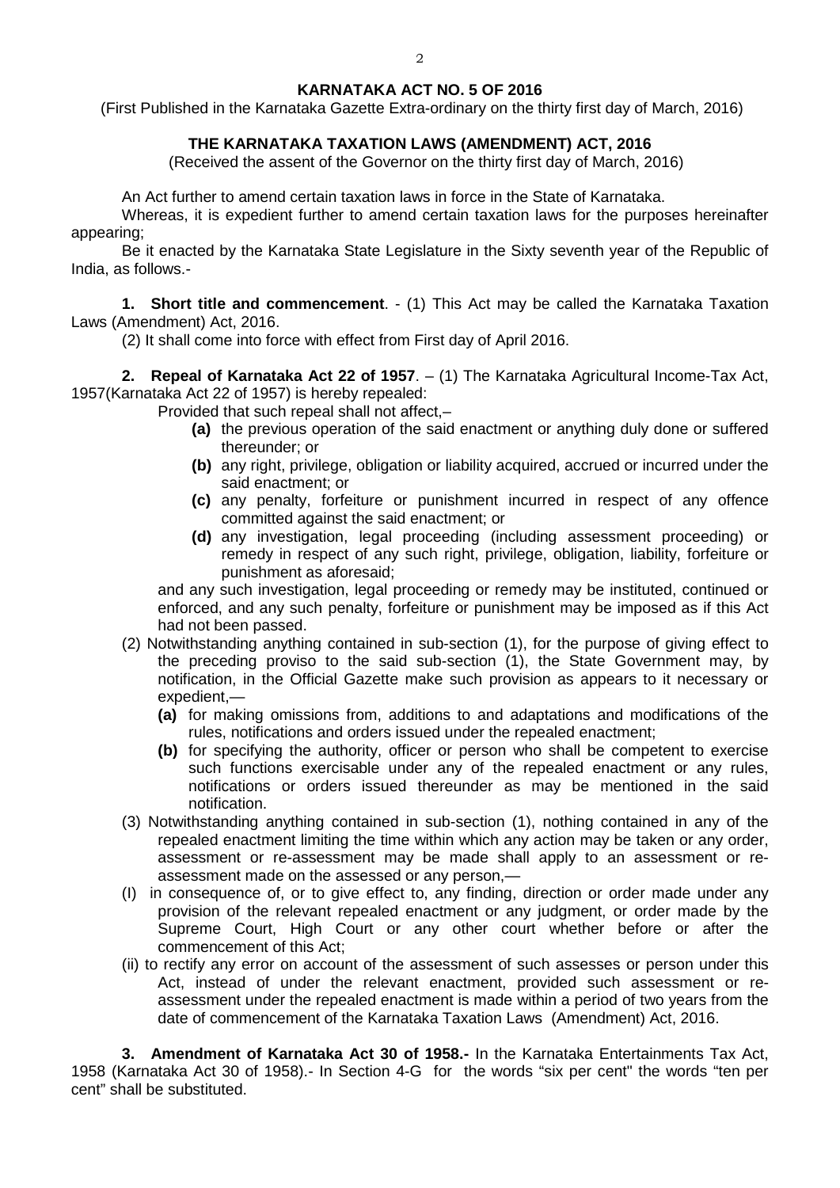## KARNATAKA ACT NO. 5 OF 2016

(First Published in the Karnataka Gazette Extra-ordinary on the thirty first day of March, 2016)

## THE KARNATAKA TAXATION LAWS (AMENDMENT) ACT, 2016

(Received the assent of the Governor on the thirty first day of March, 2016)

An Act further to amend certain taxation laws in force in the State of Karnataka.

Whereas, it is expedient further to amend certain taxation laws for the purposes hereinafter appearing;

Be it enacted by the Karnataka State Legislature in the Sixty seventh year of the Republic of India, as follows.-

**1. Short title and commencement**. - (1) This Act may be called the Karnataka Taxation Laws (Amendment) Act, 2016.

(2) It shall come into force with effect from First day of April 2016.

**2. Repeal of Karnataka Act 22 of 1957**. – (1) The Karnataka Agricultural Income-Tax Act, 1957(Karnataka Act 22 of 1957) is hereby repealed:

Provided that such repeal shall not affect,–

- **(a)** the previous operation of the said enactment or anything duly done or suffered thereunder; or
- **(b)** any right, privilege, obligation or liability acquired, accrued or incurred under the said enactment; or
- **(c)** any penalty, forfeiture or punishment incurred in respect of any offence committed against the said enactment; or
- **(d)** any investigation, legal proceeding (including assessment proceeding) or remedy in respect of any such right, privilege, obligation, liability, forfeiture or punishment as aforesaid;

and any such investigation, legal proceeding or remedy may be instituted, continued or enforced, and any such penalty, forfeiture or punishment may be imposed as if this Act had not been passed.

(2) Notwithstanding anything contained in sub-section (1), for the purpose of giving effect to the preceding proviso to the said sub-section (1), the State Government may, by notification, in the Official Gazette make such provision as appears to it necessary or expedient,—

- **(a)** for making omissions from, additions to and adaptations and modifications of the rules, notifications and orders issued under the repealed enactment;
- **(b)** for specifying the authority, officer or person who shall be competent to exercise such functions exercisable under any of the repealed enactment or any rules, notifications or orders issued thereunder as may be mentioned in the said notification.

(3) Notwithstanding anything contained in sub-section (1), nothing contained in any of the repealed enactment limiting the time within which any action may be taken or any order, assessment or re-assessment may be made shall apply to an assessment or re-assessment made on the assessed or any person,—

(I) in consequence of, or to give effect to, any finding, direction or order made under any provision of the relevant repealed enactment or any judgment, or order made by the Supreme Court, High Court or any other court whether before or after the commencement of this Act;

(ii) to rectify any error on account of the assessment of such assesses or person under this Act, instead of under the relevant enactment, provided such assessment or re-assessment under the repealed enactment is made within a period of two years from the date of commencement of the Karnataka Taxation Laws (Amendment) Act, 2016.

**3. Amendment of Karnataka Act 30 of 1958.-** In the Karnataka Entertainments Tax Act, 1958 (Karnataka Act 30 of 1958).- In Section 4-G for the words "six per cent" the words "ten per cent" shall be substituted.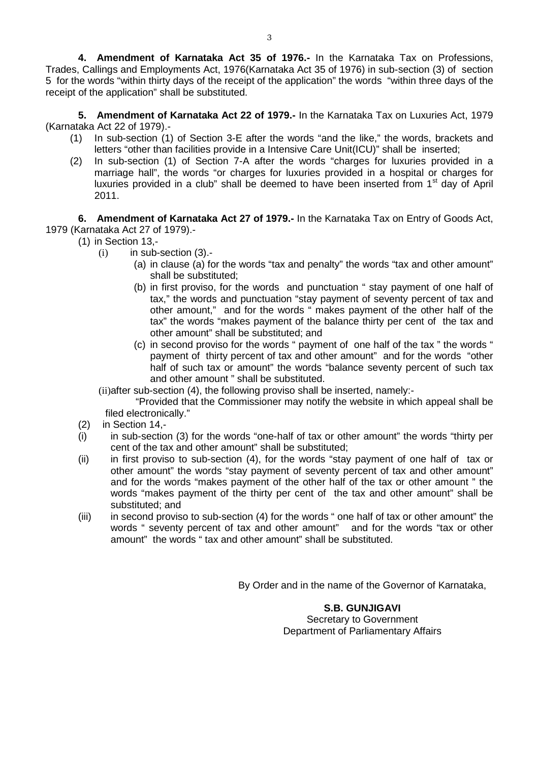**4. Amendment of Karnataka Act 35 of 1976.-** In the Karnataka Tax on Professions, Trades, Callings and Employments Act, 1976(Karnataka Act 35 of 1976) in sub-section (3) of section 5 for the words "within thirty days of the receipt of the application" the words "within three days of the receipt of the application" shall be substituted.

**5. Amendment of Karnataka Act 22 of 1979.-** In the Karnataka Tax on Luxuries Act, 1979 (Karnataka Act 22 of 1979).-

(1) In sub-section (1) of Section 3-E after the words "and the like," the words, brackets and letters "other than facilities provide in a Intensive Care Unit(ICU)" shall be inserted;

(2) In sub-section (1) of Section 7-A after the words "charges for luxuries provided in a marriage hall", the words "or charges for luxuries provided in a hospital or charges for luxuries provided in a club" shall be deemed to have been inserted from 1st day of April 2011.

**6. Amendment of Karnataka Act 27 of 1979.-** In the Karnataka Tax on Entry of Goods Act, 1979 (Karnataka Act 27 of 1979).-

(1) in Section 13,-

(i) in sub-section (3).-

(a) in clause (a) for the words "tax and penalty" the words "tax and other amount" shall be substituted;

(b) in first proviso, for the words and punctuation " stay payment of one half of tax," the words and punctuation "stay payment of seventy percent of tax and other amount," and for the words " makes payment of the other half of the tax" the words "makes payment of the balance thirty per cent of the tax and other amount" shall be substituted; and

(c) in second proviso for the words " payment of one half of the tax " the words " payment of thirty percent of tax and other amount" and for the words "other half of such tax or amount" the words "balance seventy percent of such tax and other amount " shall be substituted.

(ii)after sub-section (4), the following proviso shall be inserted, namely:-

"Provided that the Commissioner may notify the website in which appeal shall be filed electronically."

(2) in Section 14,-

(i) in sub-section (3) for the words "one-half of tax or other amount" the words "thirty per cent of the tax and other amount" shall be substituted;

(ii) in first proviso to sub-section (4), for the words "stay payment of one half of tax or other amount" the words "stay payment of seventy percent of tax and other amount" and for the words "makes payment of the other half of the tax or other amount " the words "makes payment of the thirty per cent of the tax and other amount" shall be substituted; and

(iii) in second proviso to sub-section (4) for the words " one half of tax or other amount" the words " seventy percent of tax and other amount" and for the words "tax or other amount" the words " tax and other amount" shall be substituted.

By Order and in the name of the Governor of Karnataka,

**S.B. GUNJIGAVI**
Secretary to Government
Department of Parliamentary Affairs